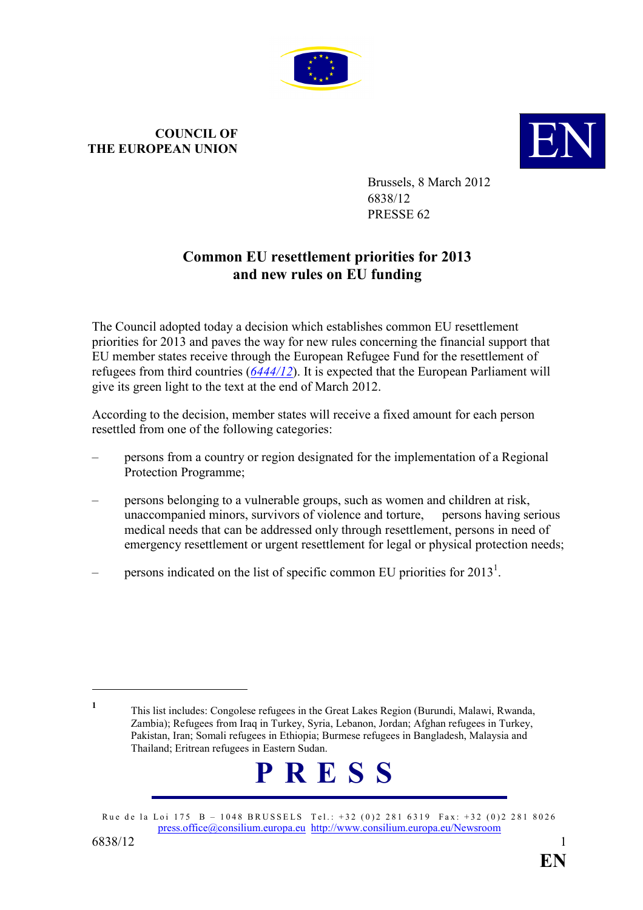**COUNCIL OF THE EUROPEAN UNION**

Brussels, 8 March 2012
6838/12
PRESSE 62

## Common EU resettlement priorities for 2013 and new rules on EU funding

The Council adopted today a decision which establishes common EU resettlement priorities for 2013 and paves the way for new rules concerning the financial support that EU member states receive through the European Refugee Fund for the resettlement of refugees from third countries (*6444/12*). It is expected that the European Parliament will give its green light to the text at the end of March 2012.

According to the decision, member states will receive a fixed amount for each person resettled from one of the following categories:

- persons from a country or region designated for the implementation of a Regional Protection Programme;
- persons belonging to a vulnerable groups, such as women and children at risk, unaccompanied minors, survivors of violence and torture, persons having serious medical needs that can be addressed only through resettlement, persons in need of emergency resettlement or urgent resettlement for legal or physical protection needs;
- persons indicated on the list of specific common EU priorities for 2013[1].

---

[1] This list includes: Congolese refugees in the Great Lakes Region (Burundi, Malawi, Rwanda, Zambia); Refugees from Iraq in Turkey, Syria, Lebanon, Jordan; Afghan refugees in Turkey, Pakistan, Iran; Somali refugees in Ethiopia; Burmese refugees in Bangladesh, Malaysia and Thailand; Eritrean refugees in Eastern Sudan.

**P R E S S**

Rue de la Loi 175 B – 1048 BRUSSELS Tel.: +32 (0)2 281 6319 Fax: +32 (0)2 281 8026
press.office@consilium.europa.eu http://www.consilium.europa.eu/Newsroom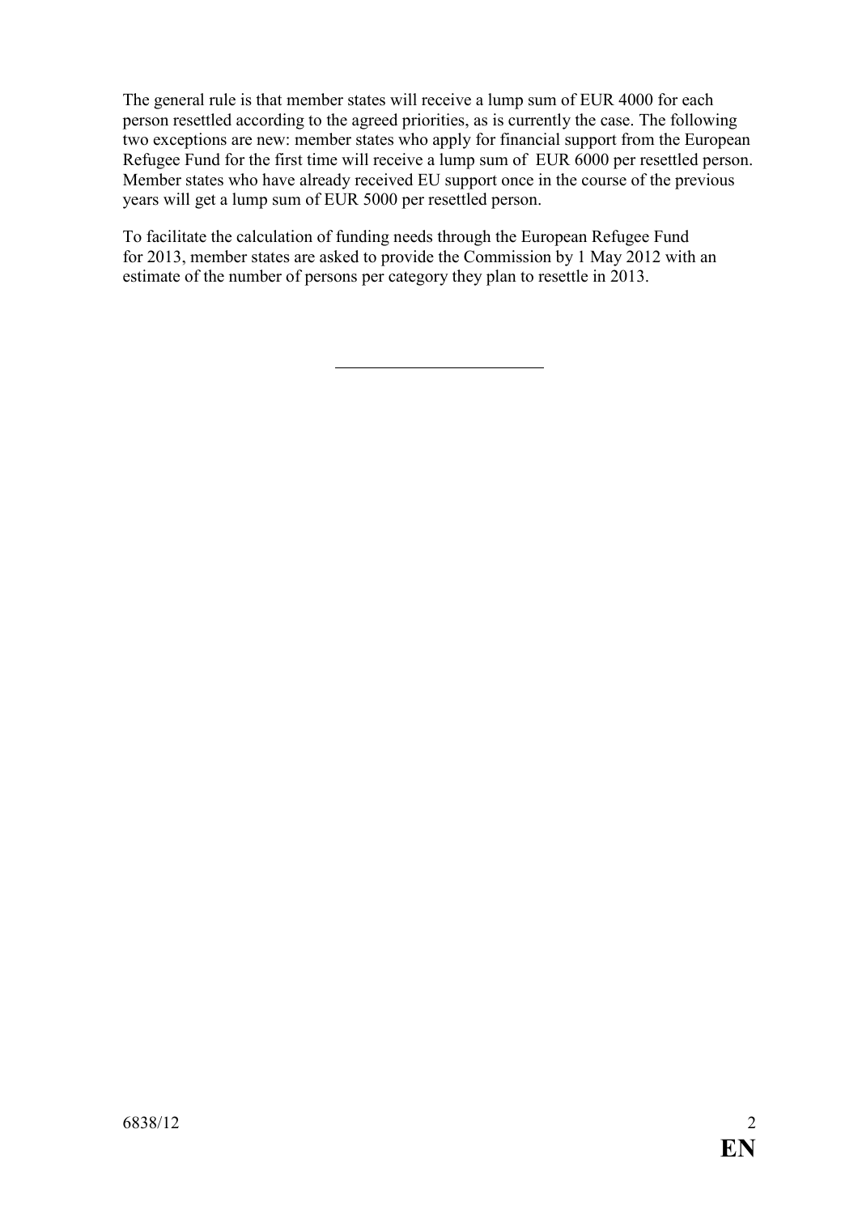The general rule is that member states will receive a lump sum of EUR 4000 for each person resettled according to the agreed priorities, as is currently the case. The following two exceptions are new: member states who apply for financial support from the European Refugee Fund for the first time will receive a lump sum of EUR 6000 per resettled person. Member states who have already received EU support once in the course of the previous years will get a lump sum of EUR 5000 per resettled person.

To facilitate the calculation of funding needs through the European Refugee Fund for 2013, member states are asked to provide the Commission by 1 May 2012 with an estimate of the number of persons per category they plan to resettle in 2013.